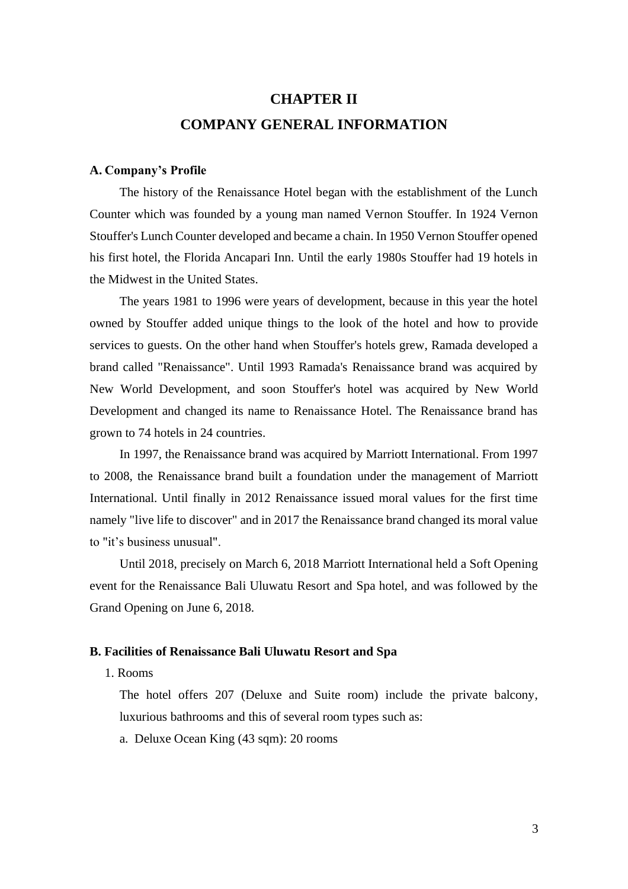# CHAPTER II
# COMPANY GENERAL INFORMATION

## A. Company's Profile

The history of the Renaissance Hotel began with the establishment of the Lunch Counter which was founded by a young man named Vernon Stouffer. In 1924 Vernon Stouffer's Lunch Counter developed and became a chain. In 1950 Vernon Stouffer opened his first hotel, the Florida Ancapari Inn. Until the early 1980s Stouffer had 19 hotels in the Midwest in the United States.

The years 1981 to 1996 were years of development, because in this year the hotel owned by Stouffer added unique things to the look of the hotel and how to provide services to guests. On the other hand when Stouffer's hotels grew, Ramada developed a brand called "Renaissance". Until 1993 Ramada's Renaissance brand was acquired by New World Development, and soon Stouffer's hotel was acquired by New World Development and changed its name to Renaissance Hotel. The Renaissance brand has grown to 74 hotels in 24 countries.

In 1997, the Renaissance brand was acquired by Marriott International. From 1997 to 2008, the Renaissance brand built a foundation under the management of Marriott International. Until finally in 2012 Renaissance issued moral values for the first time namely "live life to discover" and in 2017 the Renaissance brand changed its moral value to "it's business unusual".

Until 2018, precisely on March 6, 2018 Marriott International held a Soft Opening event for the Renaissance Bali Uluwatu Resort and Spa hotel, and was followed by the Grand Opening on June 6, 2018.

## B. Facilities of Renaissance Bali Uluwatu Resort and Spa

1. Rooms

The hotel offers 207 (Deluxe and Suite room) include the private balcony, luxurious bathrooms and this of several room types such as:

a. Deluxe Ocean King (43 sqm): 20 rooms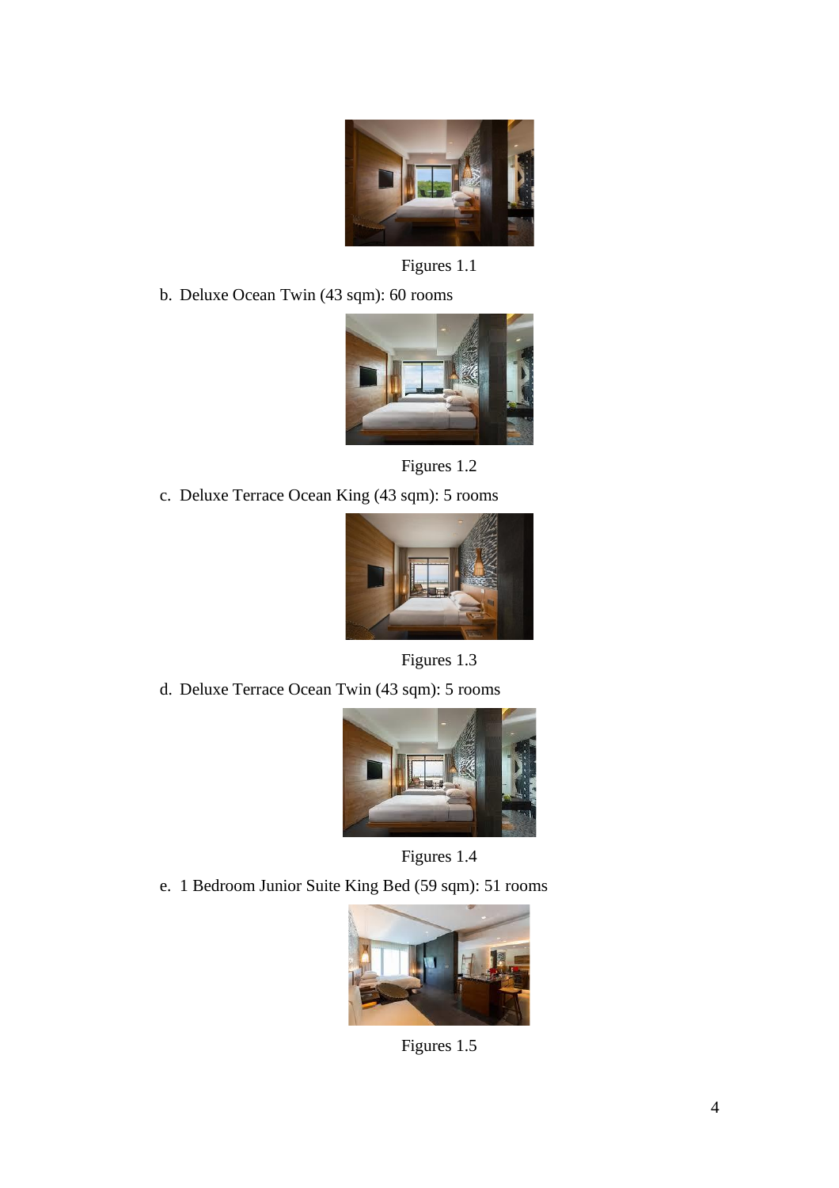Figures 1.1

b. Deluxe Ocean Twin (43 sqm): 60 rooms

Figures 1.2

c. Deluxe Terrace Ocean King (43 sqm): 5 rooms

Figures 1.3

d. Deluxe Terrace Ocean Twin (43 sqm): 5 rooms

Figures 1.4

e. 1 Bedroom Junior Suite King Bed (59 sqm): 51 rooms

Figures 1.5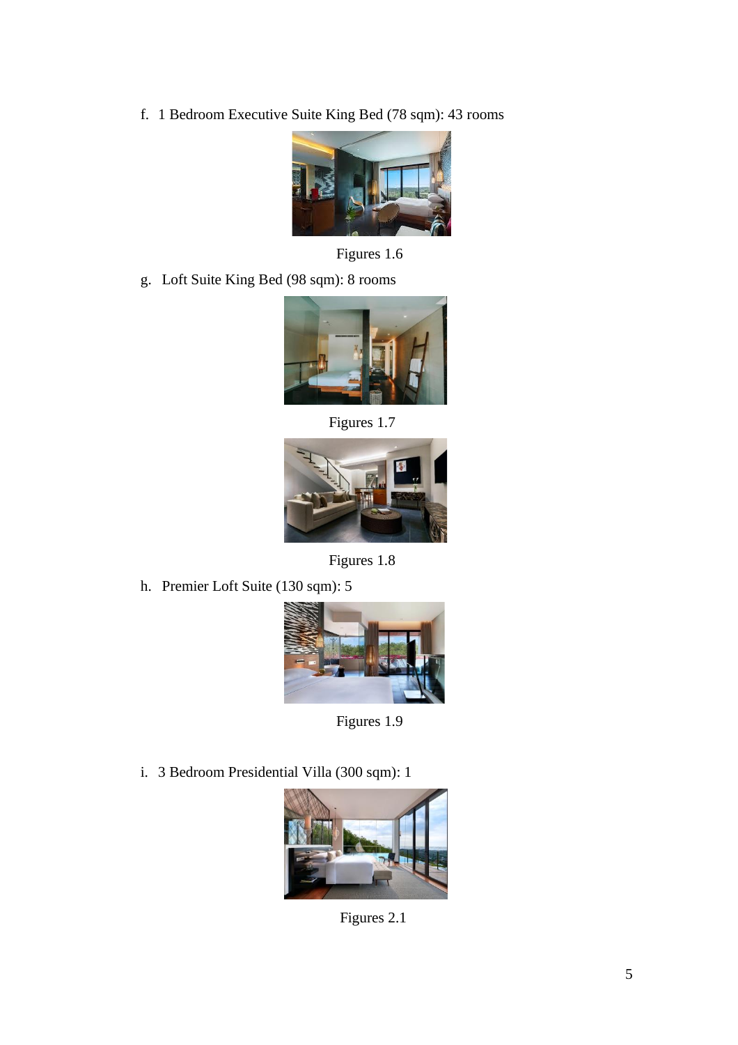f. 1 Bedroom Executive Suite King Bed (78 sqm): 43 rooms

Figures 1.6

g. Loft Suite King Bed (98 sqm): 8 rooms

Figures 1.7

Figures 1.8

h. Premier Loft Suite (130 sqm): 5

Figures 1.9

i. 3 Bedroom Presidential Villa (300 sqm): 1

Figures 2.1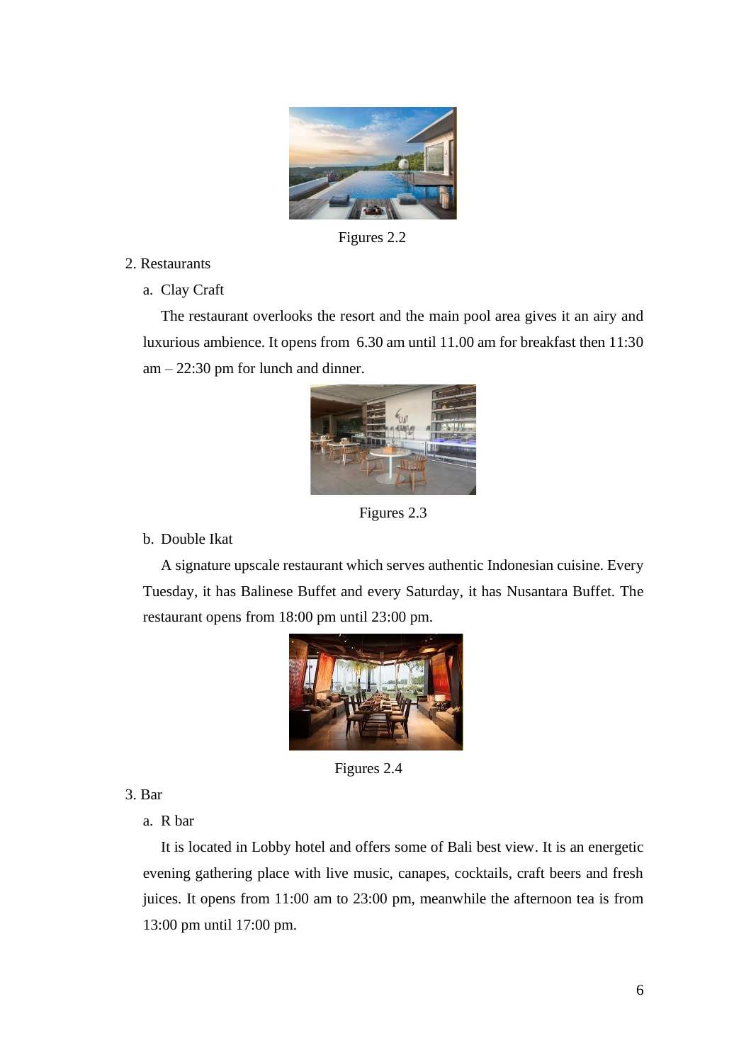Figures 2.2

2. Restaurants

   a. Clay Craft

   The restaurant overlooks the resort and the main pool area gives it an airy and luxurious ambience. It opens from 6.30 am until 11.00 am for breakfast then 11:30 am – 22:30 pm for lunch and dinner.

Figures 2.3

   b. Double Ikat

   A signature upscale restaurant which serves authentic Indonesian cuisine. Every Tuesday, it has Balinese Buffet and every Saturday, it has Nusantara Buffet. The restaurant opens from 18:00 pm until 23:00 pm.

Figures 2.4

3. Bar

   a. R bar

   It is located in Lobby hotel and offers some of Bali best view. It is an energetic evening gathering place with live music, canapes, cocktails, craft beers and fresh juices. It opens from 11:00 am to 23:00 pm, meanwhile the afternoon tea is from 13:00 pm until 17:00 pm.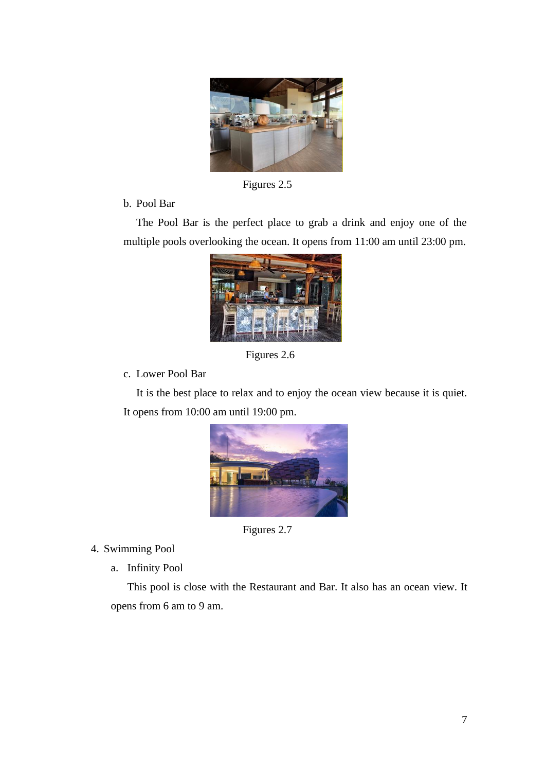Figures 2.5

b. Pool Bar

The Pool Bar is the perfect place to grab a drink and enjoy one of the multiple pools overlooking the ocean. It opens from 11:00 am until 23:00 pm.

Figures 2.6

c. Lower Pool Bar

It is the best place to relax and to enjoy the ocean view because it is quiet. It opens from 10:00 am until 19:00 pm.

Figures 2.7

4. Swimming Pool

a. Infinity Pool

This pool is close with the Restaurant and Bar. It also has an ocean view. It opens from 6 am to 9 am.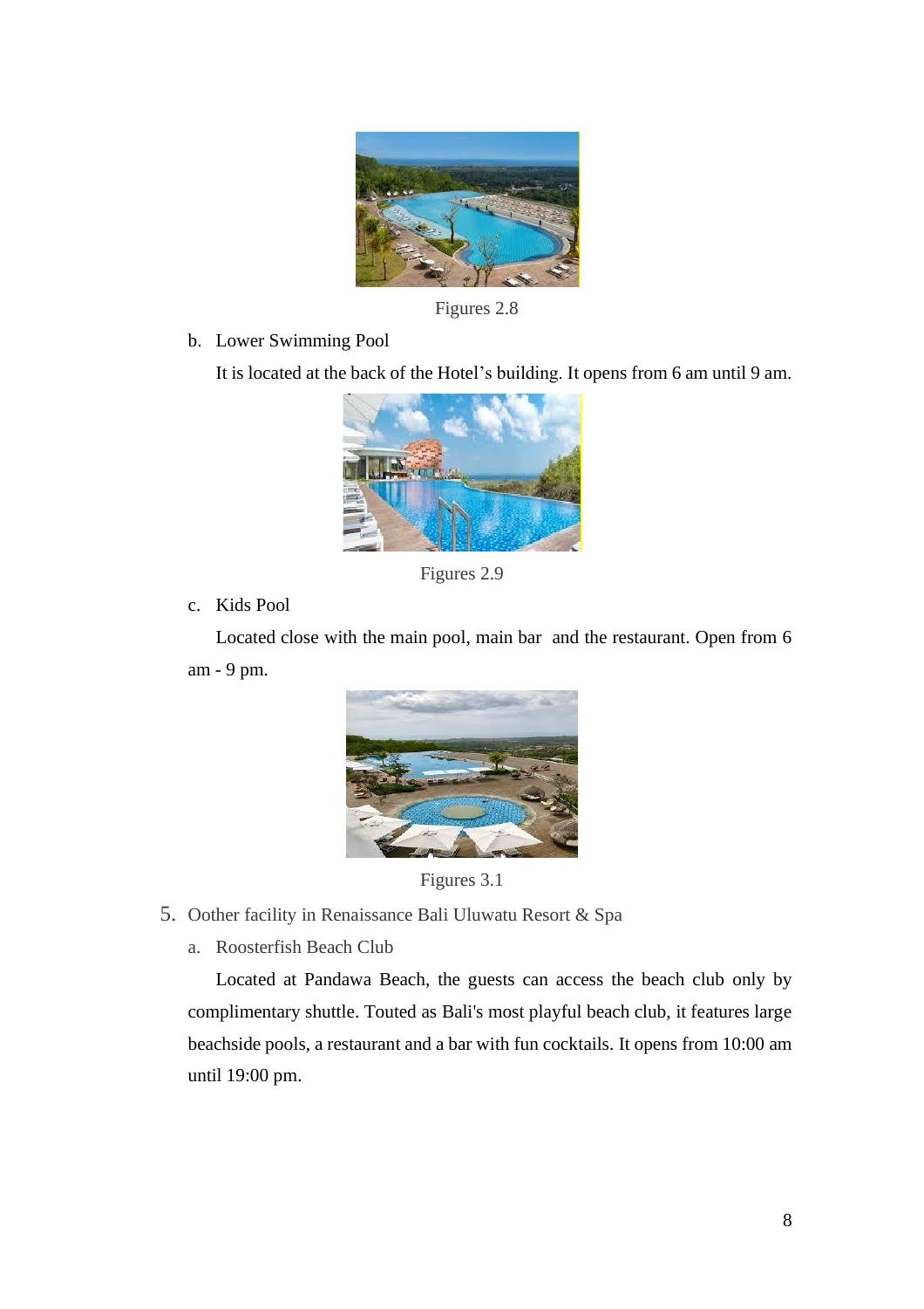Figures 2.8

b. Lower Swimming Pool

It is located at the back of the Hotel's building. It opens from 6 am until 9 am.

Figures 2.9

c. Kids Pool

Located close with the main pool, main bar  and the restaurant. Open from 6 am - 9 pm.

Figures 3.1

5. Oother facility in Renaissance Bali Uluwatu Resort & Spa

a. Roosterfish Beach Club

Located at Pandawa Beach, the guests can access the beach club only by complimentary shuttle. Touted as Bali's most playful beach club, it features large beachside pools, a restaurant and a bar with fun cocktails. It opens from 10:00 am until 19:00 pm.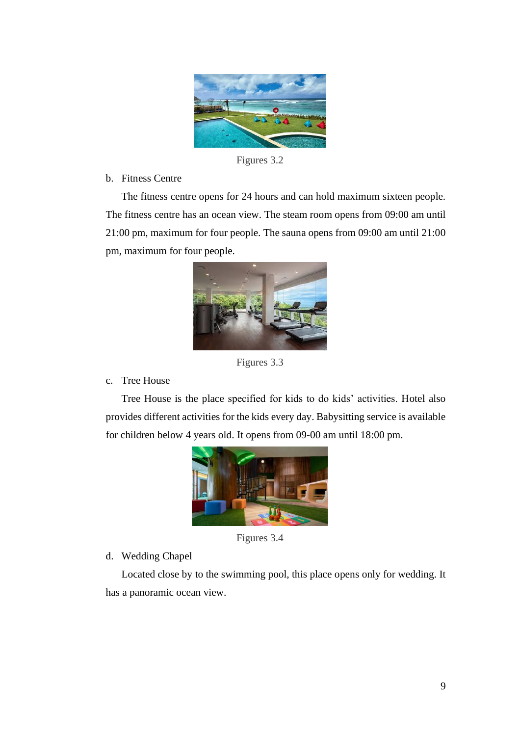Figures 3.2

b. Fitness Centre

The fitness centre opens for 24 hours and can hold maximum sixteen people. The fitness centre has an ocean view. The steam room opens from 09:00 am until 21:00 pm, maximum for four people. The sauna opens from 09:00 am until 21:00 pm, maximum for four people.

Figures 3.3

c. Tree House

Tree House is the place specified for kids to do kids' activities. Hotel also provides different activities for the kids every day. Babysitting service is available for children below 4 years old. It opens from 09-00 am until 18:00 pm.

Figures 3.4

d. Wedding Chapel

Located close by to the swimming pool, this place opens only for wedding. It has a panoramic ocean view.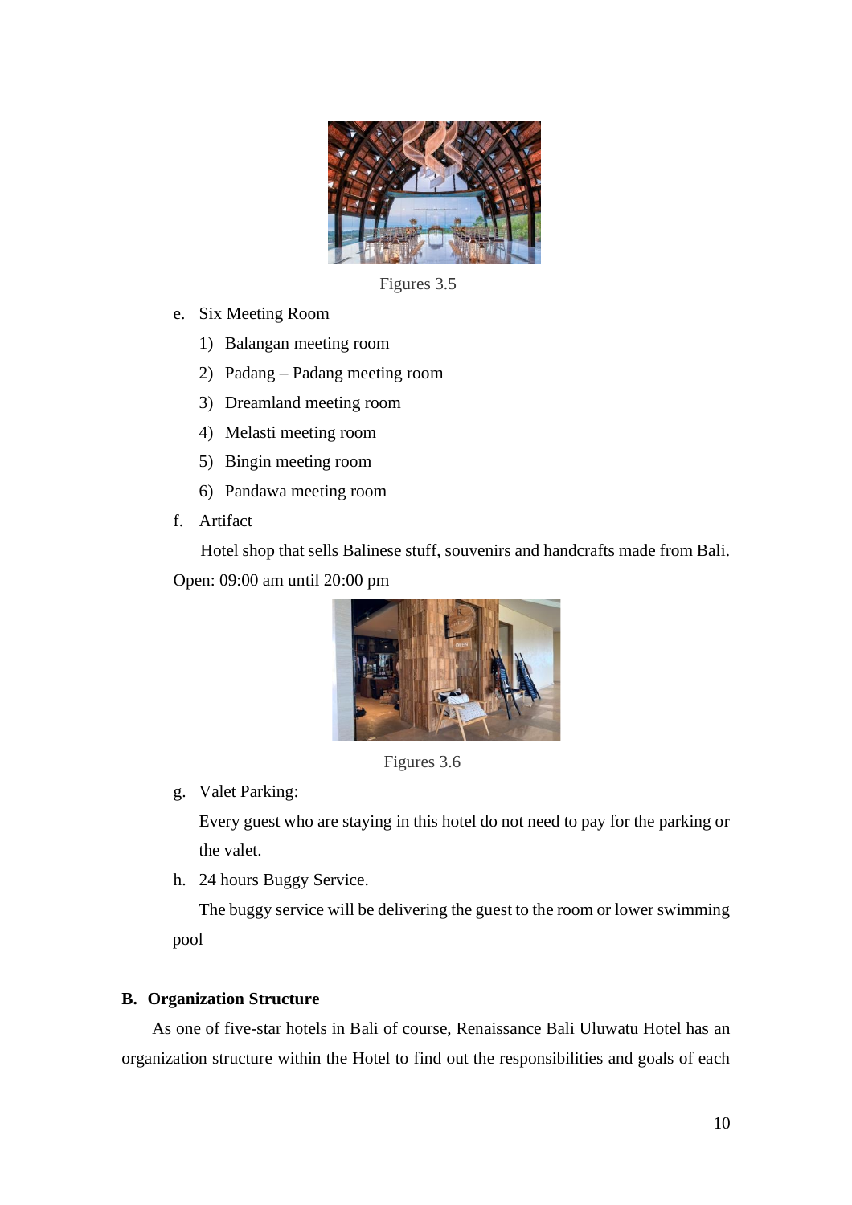Figures 3.5

e. Six Meeting Room
   1) Balangan meeting room
   2) Padang – Padang meeting room
   3) Dreamland meeting room
   4) Melasti meeting room
   5) Bingin meeting room
   6) Pandawa meeting room
f. Artifact

   Hotel shop that sells Balinese stuff, souvenirs and handcrafts made from Bali. Open: 09:00 am until 20:00 pm

Figures 3.6

g. Valet Parking:

   Every guest who are staying in this hotel do not need to pay for the parking or the valet.
h. 24 hours Buggy Service.

   The buggy service will be delivering the guest to the room or lower swimming pool

## B. Organization Structure

As one of five-star hotels in Bali of course, Renaissance Bali Uluwatu Hotel has an organization structure within the Hotel to find out the responsibilities and goals of each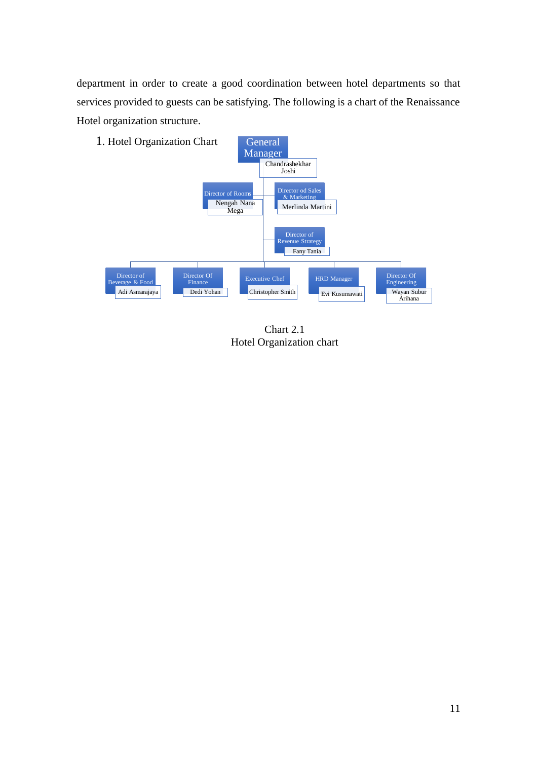department in order to create a good coordination between hotel departments so that services provided to guests can be satisfying. The following is a chart of the Renaissance Hotel organization structure.

1. Hotel Organization Chart

General Manager
Chandrashekhar Joshi

Director of Rooms
Nengah Nana Mega

Director od Sales & Marketing
Merlinda Martini

Director of Revenue Strategy
Fany Tania

Director of Beverage & Food
Adi Asmarajaya

Director Of Finance
Dedi Yohan

Executive Chef
Christopher Smith

HRD Manager
Evi Kusumawati

Director Of Engineering
Wayan Subur Arihana

Chart 2.1
Hotel Organization chart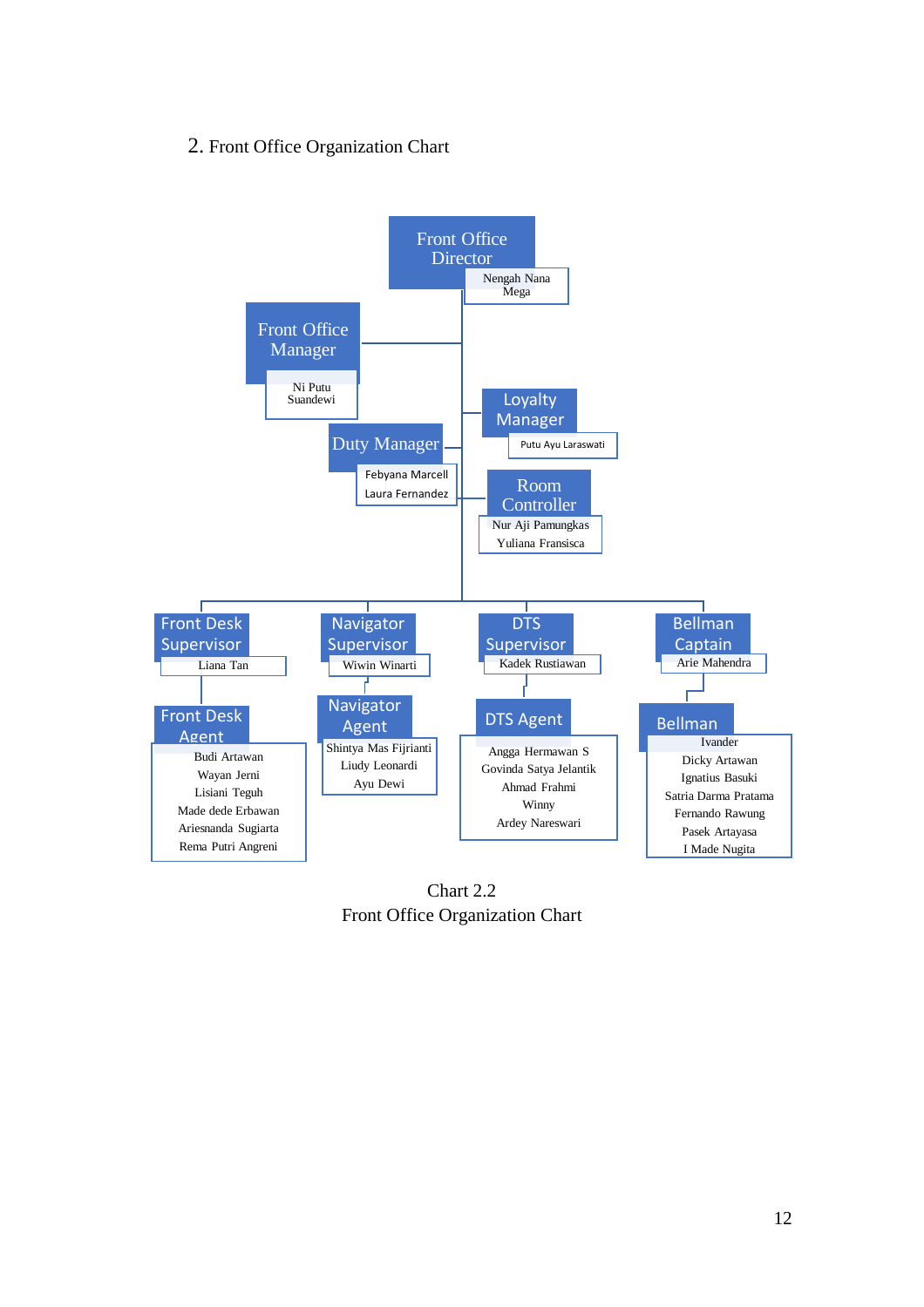## 2. Front Office Organization Chart

- **Front Office Director** — Nengah Nana Mega
  - **Front Office Manager** — Ni Putu Suandewi
  - **Loyalty Manager** — Putu Ayu Laraswati
  - **Duty Manager** — Febyana Marcell, Laura Fernandez
  - **Room Controller** — Nur Aji Pamungkas, Yuliana Fransisca
  - **Front Desk Supervisor** — Liana Tan
    - **Front Desk Agent** — Budi Artawan, Wayan Jerni, Lisiani Teguh, Made dede Erbawan, Ariesnanda Sugiarta, Rema Putri Angreni
  - **Navigator Supervisor** — Wiwin Winarti
    - **Navigator Agent** — Shintya Mas Fijrianti, Liudy Leonardi, Ayu Dewi
  - **DTS Supervisor** — Kadek Rustiawan
    - **DTS Agent** — Angga Hermawan S, Govinda Satya Jelantik, Ahmad Frahmi, Winny, Ardey Nareswari
  - **Bellman Captain** — Arie Mahendra
    - **Bellman** — Ivander, Dicky Artawan, Ignatius Basuki, Satria Darma Pratama, Fernando Rawung, Pasek Artayasa, I Made Nugita

Chart 2.2
Front Office Organization Chart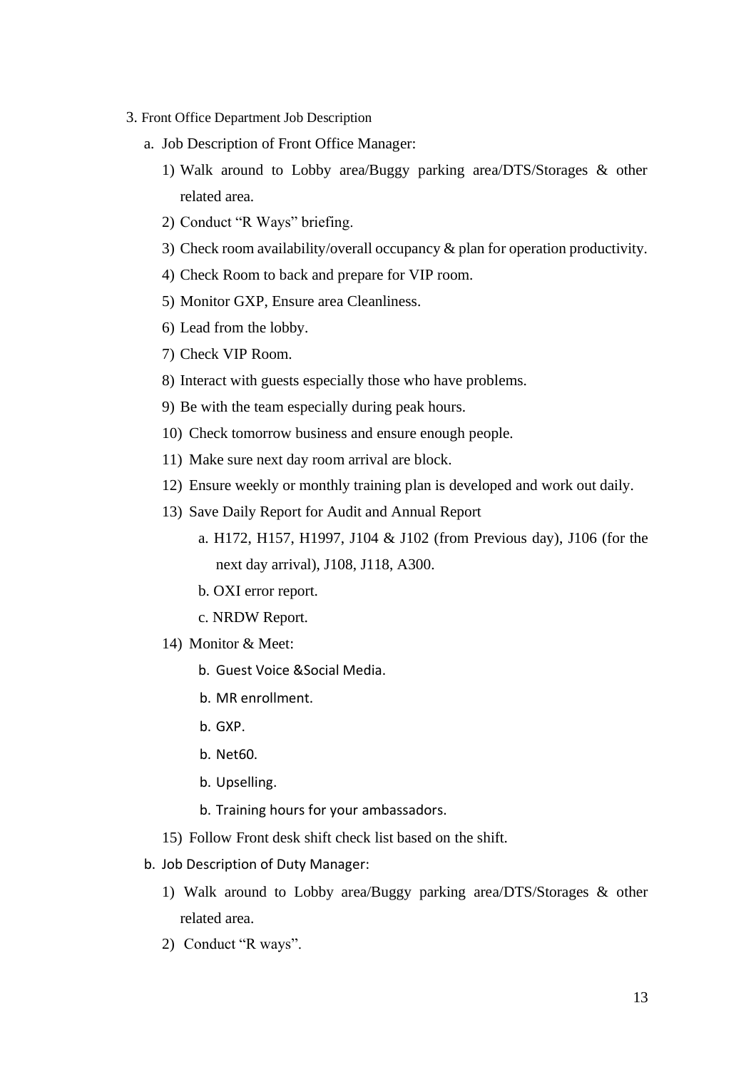3. Front Office Department Job Description

a. Job Description of Front Office Manager:

1) Walk around to Lobby area/Buggy parking area/DTS/Storages & other related area.
2) Conduct "R Ways" briefing.
3) Check room availability/overall occupancy & plan for operation productivity.
4) Check Room to back and prepare for VIP room.
5) Monitor GXP, Ensure area Cleanliness.
6) Lead from the lobby.
7) Check VIP Room.
8) Interact with guests especially those who have problems.
9) Be with the team especially during peak hours.
10) Check tomorrow business and ensure enough people.
11) Make sure next day room arrival are block.
12) Ensure weekly or monthly training plan is developed and work out daily.
13) Save Daily Report for Audit and Annual Report
    a. H172, H157, H1997, J104 & J102 (from Previous day), J106 (for the next day arrival), J108, J118, A300.
    b. OXI error report.
    c. NRDW Report.
14) Monitor & Meet:
    b. Guest Voice &Social Media.
    b. MR enrollment.
    b. GXP.
    b. Net60.
    b. Upselling.
    b. Training hours for your ambassadors.
15) Follow Front desk shift check list based on the shift.

b. Job Description of Duty Manager:

1) Walk around to Lobby area/Buggy parking area/DTS/Storages & other related area.
2) Conduct "R ways".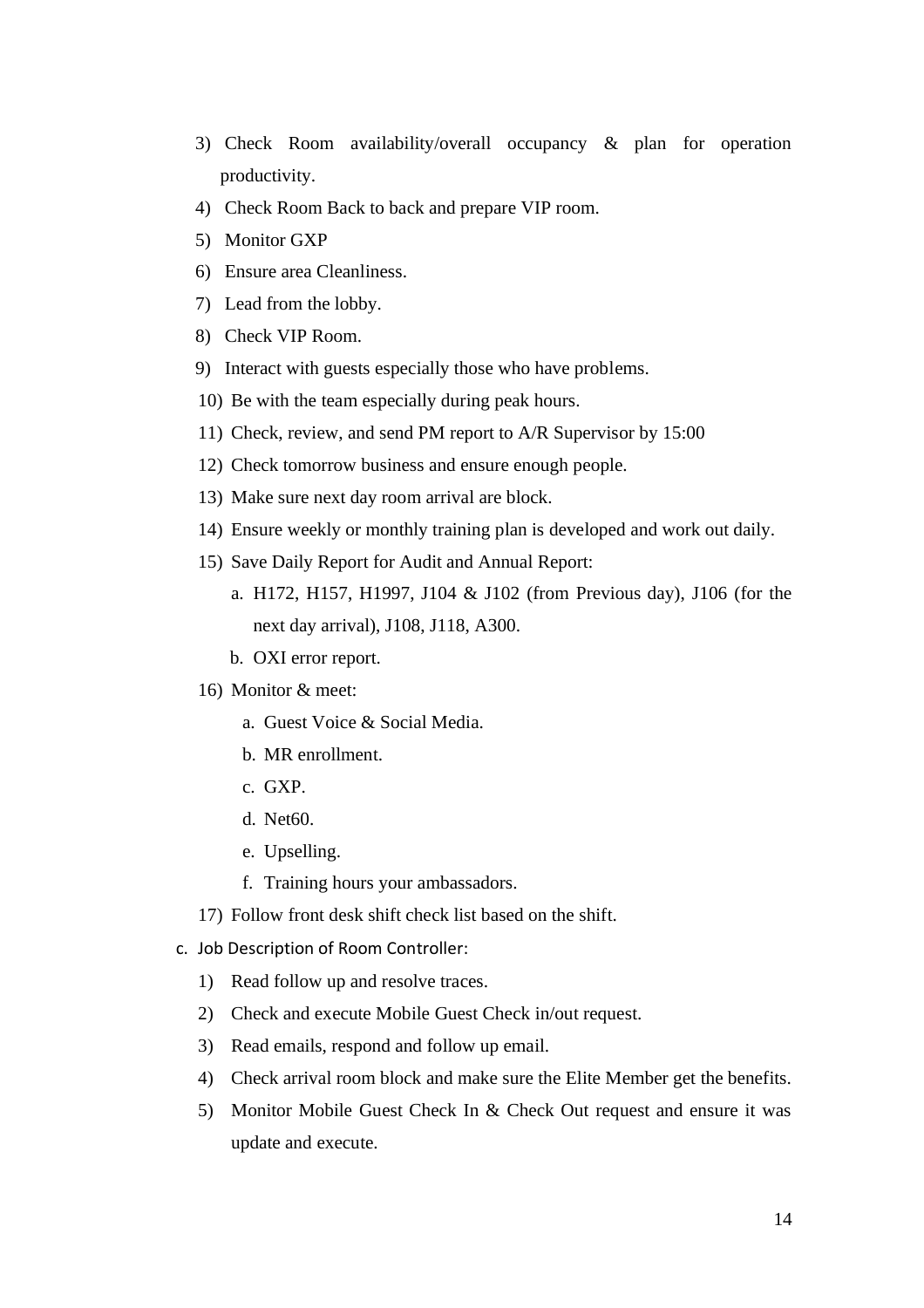3) Check Room availability/overall occupancy & plan for operation productivity.
4) Check Room Back to back and prepare VIP room.
5) Monitor GXP
6) Ensure area Cleanliness.
7) Lead from the lobby.
8) Check VIP Room.
9) Interact with guests especially those who have problems.
10) Be with the team especially during peak hours.
11) Check, review, and send PM report to A/R Supervisor by 15:00
12) Check tomorrow business and ensure enough people.
13) Make sure next day room arrival are block.
14) Ensure weekly or monthly training plan is developed and work out daily.
15) Save Daily Report for Audit and Annual Report:
    a. H172, H157, H1997, J104 & J102 (from Previous day), J106 (for the next day arrival), J108, J118, A300.
    b. OXI error report.
16) Monitor & meet:
    a. Guest Voice & Social Media.
    b. MR enrollment.
    c. GXP.
    d. Net60.
    e. Upselling.
    f. Training hours your ambassadors.
17) Follow front desk shift check list based on the shift.

c. Job Description of Room Controller:

1) Read follow up and resolve traces.
2) Check and execute Mobile Guest Check in/out request.
3) Read emails, respond and follow up email.
4) Check arrival room block and make sure the Elite Member get the benefits.
5) Monitor Mobile Guest Check In & Check Out request and ensure it was update and execute.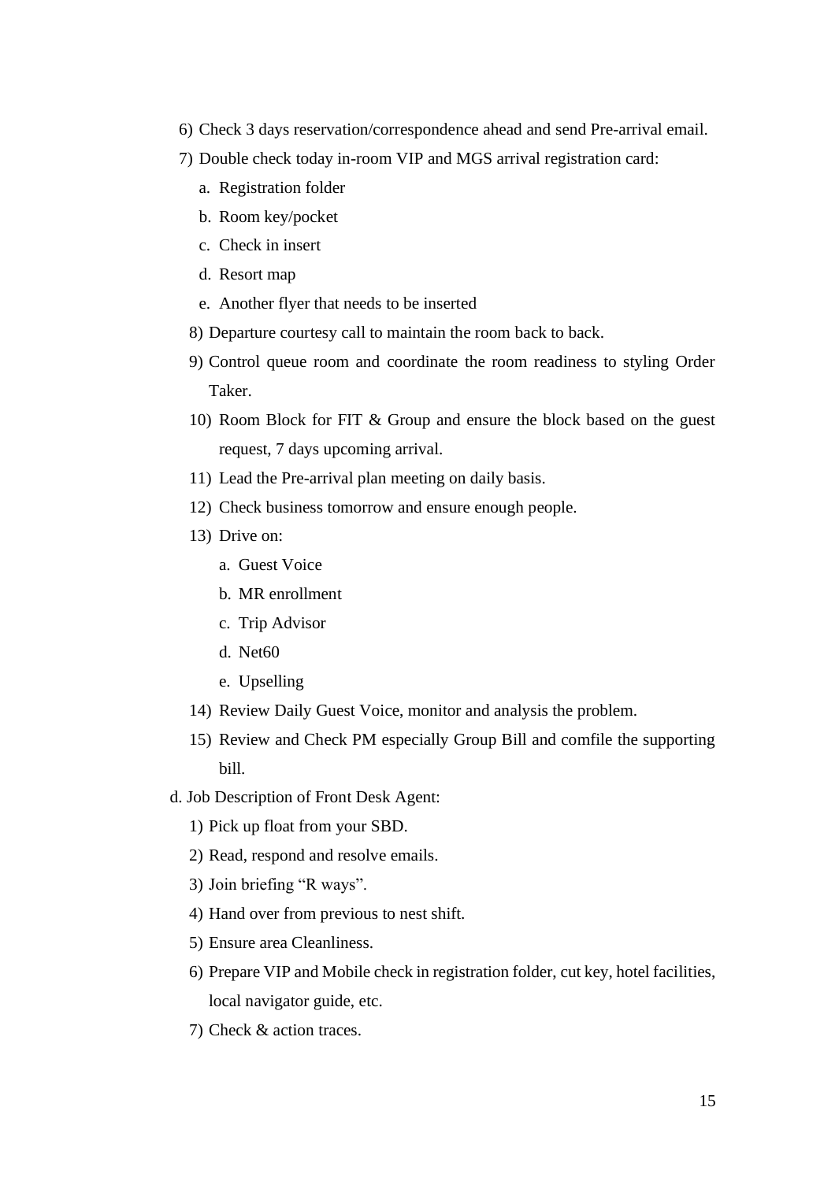6) Check 3 days reservation/correspondence ahead and send Pre-arrival email.
7) Double check today in-room VIP and MGS arrival registration card:
    a. Registration folder
    b. Room key/pocket
    c. Check in insert
    d. Resort map
    e. Another flyer that needs to be inserted
8) Departure courtesy call to maintain the room back to back.
9) Control queue room and coordinate the room readiness to styling Order Taker.
10) Room Block for FIT & Group and ensure the block based on the guest request, 7 days upcoming arrival.
11) Lead the Pre-arrival plan meeting on daily basis.
12) Check business tomorrow and ensure enough people.
13) Drive on:
    a. Guest Voice
    b. MR enrollment
    c. Trip Advisor
    d. Net60
    e. Upselling
14) Review Daily Guest Voice, monitor and analysis the problem.
15) Review and Check PM especially Group Bill and comfile the supporting bill.

d. Job Description of Front Desk Agent:

1) Pick up float from your SBD.
2) Read, respond and resolve emails.
3) Join briefing "R ways".
4) Hand over from previous to nest shift.
5) Ensure area Cleanliness.
6) Prepare VIP and Mobile check in registration folder, cut key, hotel facilities, local navigator guide, etc.
7) Check & action traces.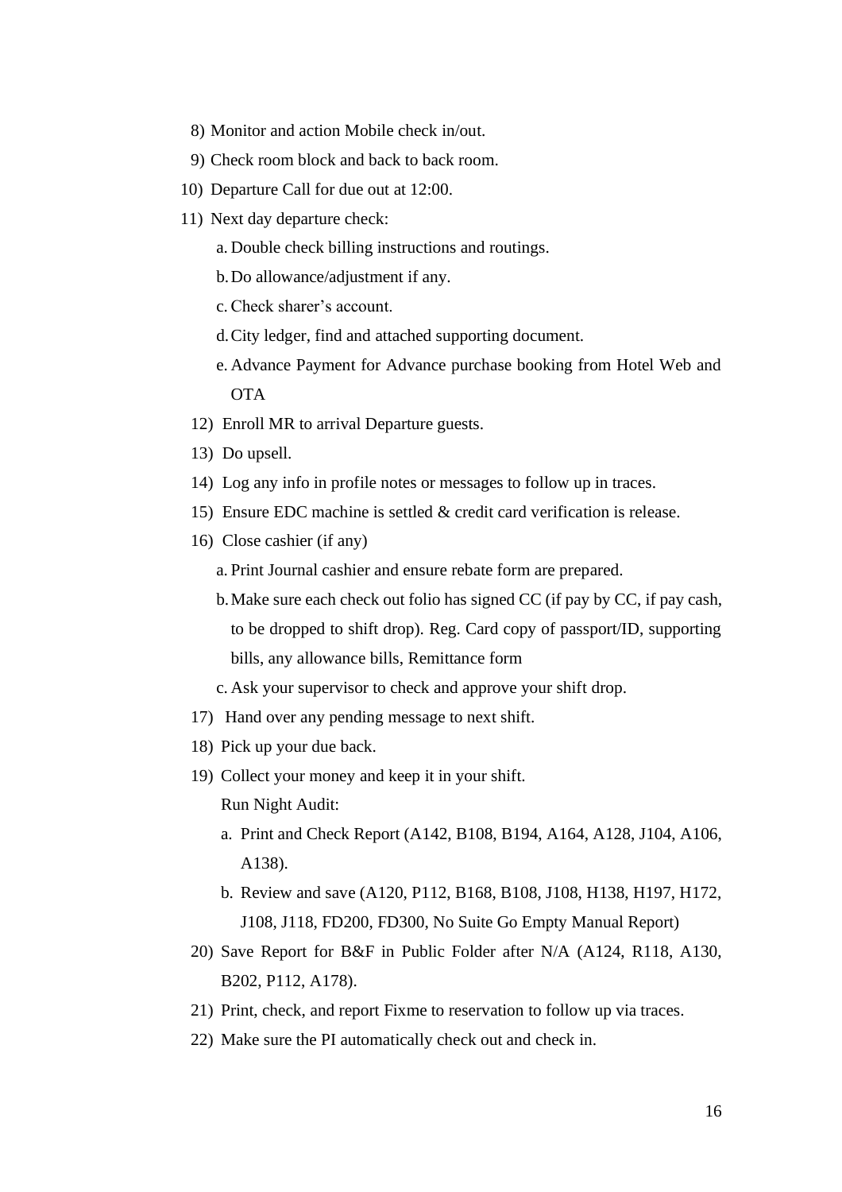8) Monitor and action Mobile check in/out.
9) Check room block and back to back room.
10) Departure Call for due out at 12:00.
11) Next day departure check:
    a. Double check billing instructions and routings.
    b. Do allowance/adjustment if any.
    c. Check sharer's account.
    d. City ledger, find and attached supporting document.
    e. Advance Payment for Advance purchase booking from Hotel Web and OTA
12) Enroll MR to arrival Departure guests.
13) Do upsell.
14) Log any info in profile notes or messages to follow up in traces.
15) Ensure EDC machine is settled & credit card verification is release.
16) Close cashier (if any)
    a. Print Journal cashier and ensure rebate form are prepared.
    b. Make sure each check out folio has signed CC (if pay by CC, if pay cash, to be dropped to shift drop). Reg. Card copy of passport/ID, supporting bills, any allowance bills, Remittance form
    c. Ask your supervisor to check and approve your shift drop.
17) Hand over any pending message to next shift.
18) Pick up your due back.
19) Collect your money and keep it in your shift.
    Run Night Audit:
    a. Print and Check Report (A142, B108, B194, A164, A128, J104, A106, A138).
    b. Review and save (A120, P112, B168, B108, J108, H138, H197, H172, J108, J118, FD200, FD300, No Suite Go Empty Manual Report)
20) Save Report for B&F in Public Folder after N/A (A124, R118, A130, B202, P112, A178).
21) Print, check, and report Fixme to reservation to follow up via traces.
22) Make sure the PI automatically check out and check in.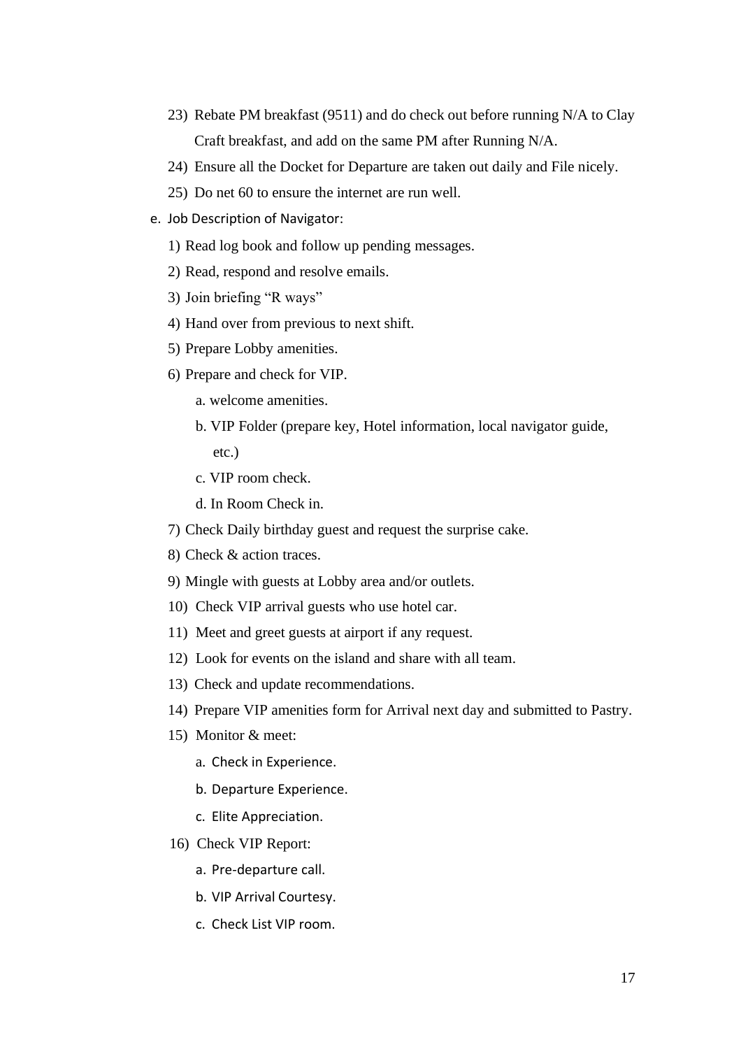23) Rebate PM breakfast (9511) and do check out before running N/A to Clay Craft breakfast, and add on the same PM after Running N/A.
24) Ensure all the Docket for Departure are taken out daily and File nicely.
25) Do net 60 to ensure the internet are run well.

e. Job Description of Navigator:

1) Read log book and follow up pending messages.
2) Read, respond and resolve emails.
3) Join briefing "R ways"
4) Hand over from previous to next shift.
5) Prepare Lobby amenities.
6) Prepare and check for VIP.
   a. welcome amenities.
   b. VIP Folder (prepare key, Hotel information, local navigator guide, etc.)
   c. VIP room check.
   d. In Room Check in.
7) Check Daily birthday guest and request the surprise cake.
8) Check & action traces.
9) Mingle with guests at Lobby area and/or outlets.
10) Check VIP arrival guests who use hotel car.
11) Meet and greet guests at airport if any request.
12) Look for events on the island and share with all team.
13) Check and update recommendations.
14) Prepare VIP amenities form for Arrival next day and submitted to Pastry.
15) Monitor & meet:
    a. Check in Experience.
    b. Departure Experience.
    c. Elite Appreciation.
16) Check VIP Report:
    a. Pre-departure call.
    b. VIP Arrival Courtesy.
    c. Check List VIP room.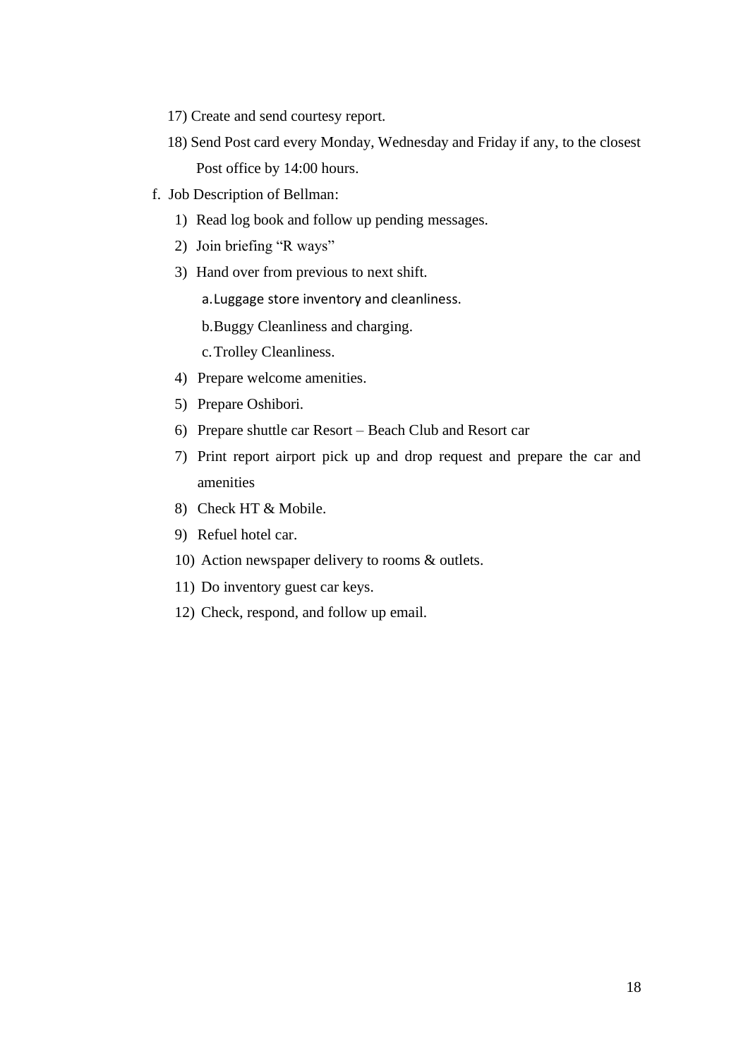17) Create and send courtesy report.

18) Send Post card every Monday, Wednesday and Friday if any, to the closest Post office by 14:00 hours.

f. Job Description of Bellman:

1) Read log book and follow up pending messages.
2) Join briefing "R ways"
3) Hand over from previous to next shift.
   a. Luggage store inventory and cleanliness.
   b. Buggy Cleanliness and charging.
   c. Trolley Cleanliness.
4) Prepare welcome amenities.
5) Prepare Oshibori.
6) Prepare shuttle car Resort – Beach Club and Resort car
7) Print report airport pick up and drop request and prepare the car and amenities
8) Check HT & Mobile.
9) Refuel hotel car.
10) Action newspaper delivery to rooms & outlets.
11) Do inventory guest car keys.
12) Check, respond, and follow up email.